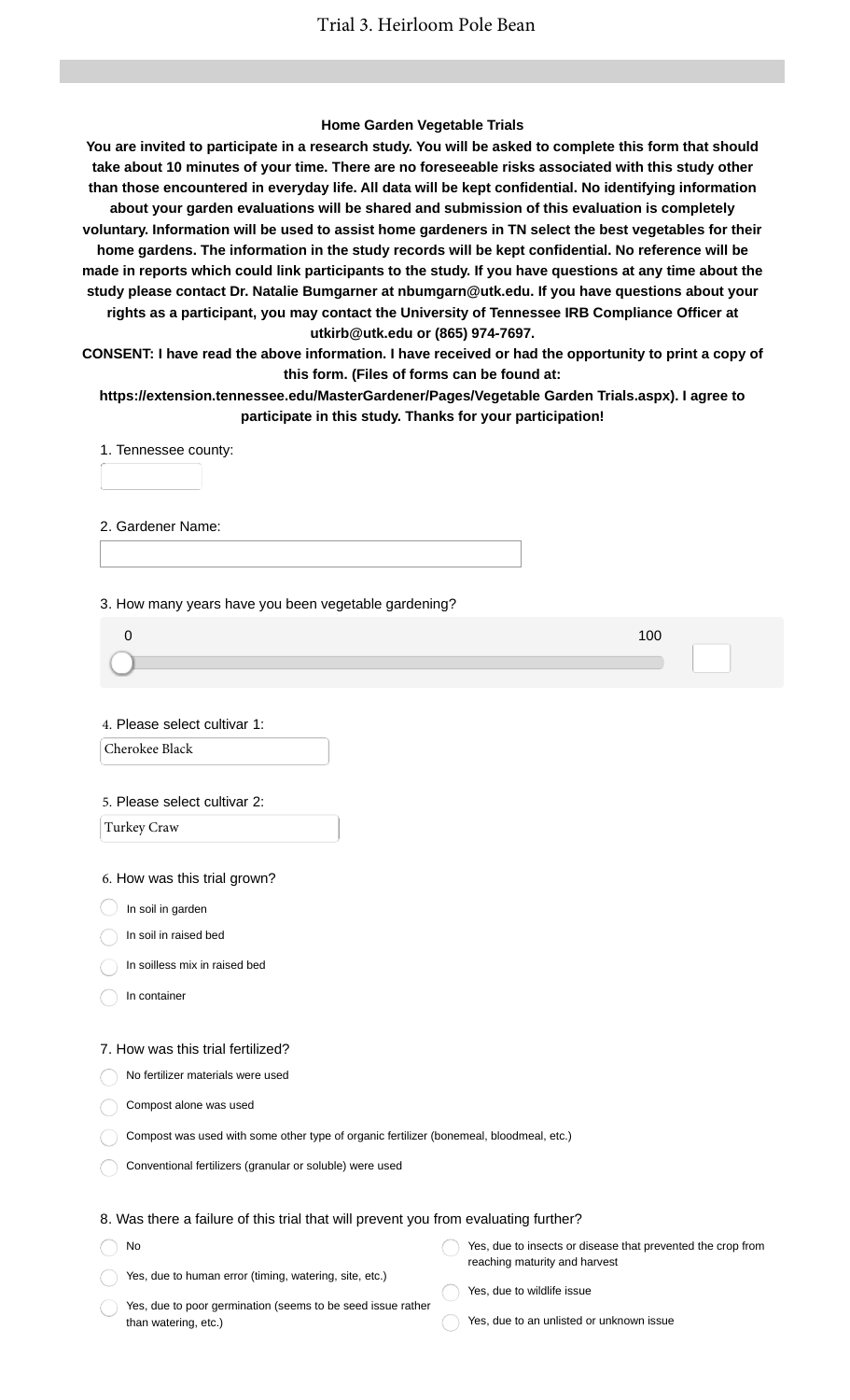# Trial 3. Heirloom Pole Bean

## Home Garden Vegetable Trials

**You are invited to participate in a research study. You will be asked to complete this form that should take about 10 minutes of your time. There are no foreseeable risks associated with this study other than those encountered in everyday life. All data will be kept confidential. No identifying information about your garden evaluations will be shared and submission of this evaluation is completely voluntary. Information will be used to assist home gardeners in TN select the best vegetables for their home gardens. The information in the study records will be kept confidential. No reference will be made in reports which could link participants to the study. If you have questions at any time about the study please contact Dr. Natalie Bumgarner at nbumgarn@utk.edu. If you have questions about your rights as a participant, you may contact the University of Tennessee IRB Compliance Officer at utkirb@utk.edu or (865) 974-7697.**

**CONSENT: I have read the above information. I have received or had the opportunity to print a copy of this form. (Files of forms can be found at: https://extension.tennessee.edu/MasterGardener/Pages/Vegetable Garden Trials.aspx). I agree to participate in this study. Thanks for your participation!**

1. Tennessee county:

2. Gardener Name:

3. How many years have you been vegetable gardening?

0 — 100

4. Please select cultivar 1:

Cherokee Black

5. Please select cultivar 2:

Turkey Craw

6. How was this trial grown?

- In soil in garden
- In soil in raised bed
- In soilless mix in raised bed
- In container

7. How was this trial fertilized?

- No fertilizer materials were used
- Compost alone was used
- Compost was used with some other type of organic fertilizer (bonemeal, bloodmeal, etc.)
- Conventional fertilizers (granular or soluble) were used

8. Was there a failure of this trial that will prevent you from evaluating further?

- No
- Yes, due to human error (timing, watering, site, etc.)
- Yes, due to poor germination (seems to be seed issue rather than watering, etc.)
- Yes, due to insects or disease that prevented the crop from reaching maturity and harvest
- Yes, due to wildlife issue
- Yes, due to an unlisted or unknown issue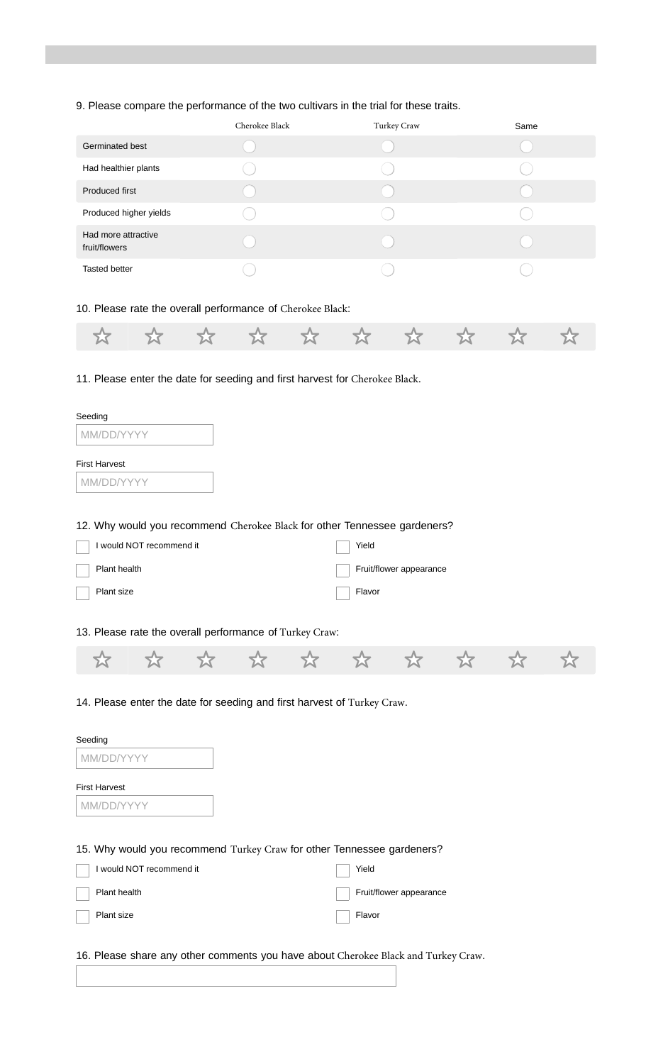9. Please compare the performance of the two cultivars in the trial for these traits.

| | Cherokee Black | Turkey Craw | Same |
|---|---|---|---|
| Germinated best | | | |
| Had healthier plants | | | |
| Produced first | | | |
| Produced higher yields | | | |
| Had more attractive fruit/flowers | | | |
| Tasted better | | | |

10. Please rate the overall performance of Cherokee Black:

☆ ☆ ☆ ☆ ☆ ☆ ☆ ☆ ☆ ☆

11. Please enter the date for seeding and first harvest for Cherokee Black.

Seeding

MM/DD/YYYY

First Harvest

MM/DD/YYYY

12. Why would you recommend Cherokee Black for other Tennessee gardeners?

- [ ] I would NOT recommend it
- [ ] Plant health
- [ ] Plant size
- [ ] Yield
- [ ] Fruit/flower appearance
- [ ] Flavor

13. Please rate the overall performance of Turkey Craw:

☆ ☆ ☆ ☆ ☆ ☆ ☆ ☆ ☆ ☆

14. Please enter the date for seeding and first harvest of Turkey Craw.

Seeding

MM/DD/YYYY

First Harvest

MM/DD/YYYY

15. Why would you recommend Turkey Craw for other Tennessee gardeners?

- [ ] I would NOT recommend it
- [ ] Plant health
- [ ] Plant size
- [ ] Yield
- [ ] Fruit/flower appearance
- [ ] Flavor

16. Please share any other comments you have about Cherokee Black and Turkey Craw.